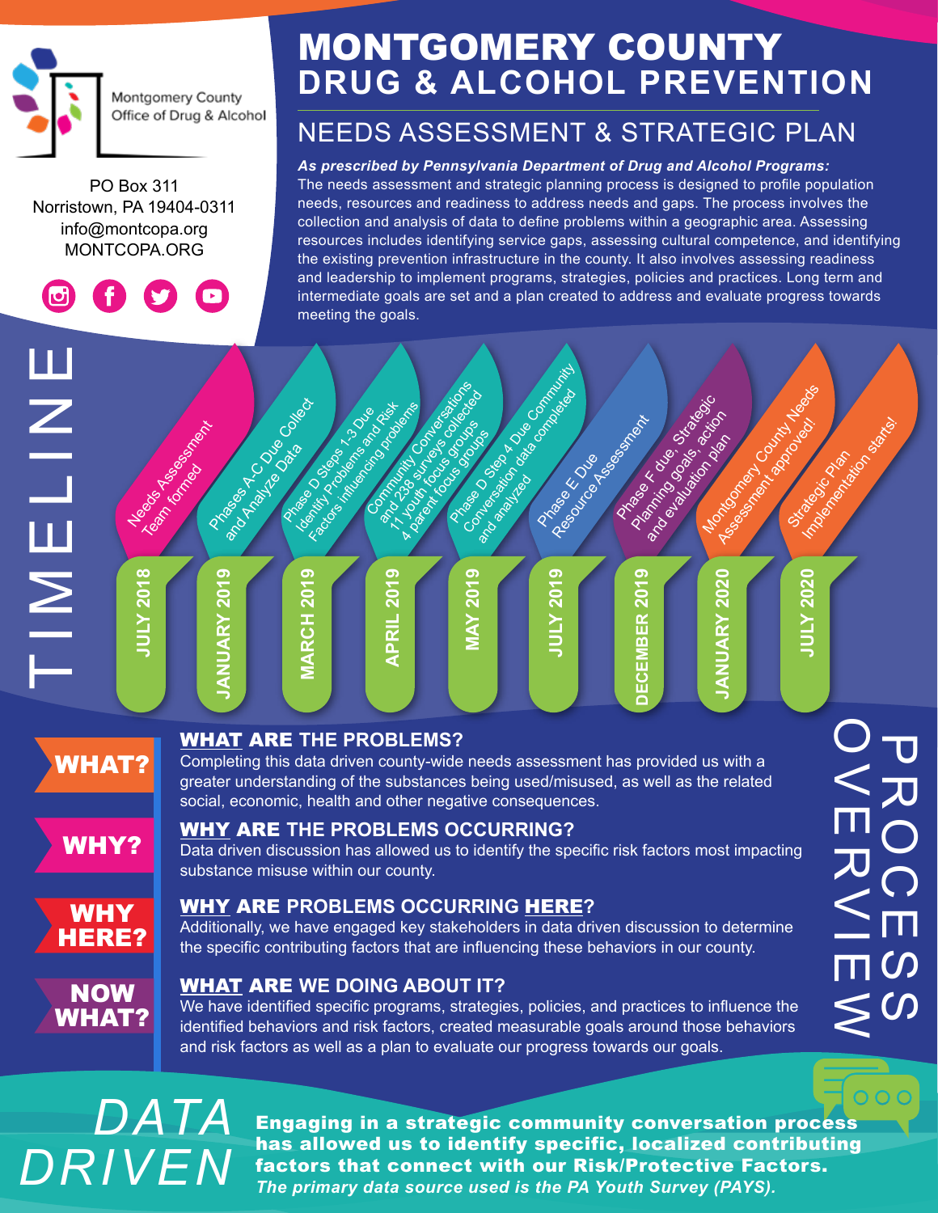Montgomery County Office of Drug & Alcohol

PO Box 311
Norristown, PA 19404-0311
info@montcopa.org
MONTCOPA.ORG

# MONTGOMERY COUNTY DRUG & ALCOHOL PREVENTION

## NEEDS ASSESSMENT & STRATEGIC PLAN

***As prescribed by Pennsylvania Department of Drug and Alcohol Programs:***
The needs assessment and strategic planning process is designed to profile population needs, resources and readiness to address needs and gaps. The process involves the collection and analysis of data to define problems within a geographic area. Assessing resources includes identifying service gaps, assessing cultural competence, and identifying the existing prevention infrastructure in the county. It also involves assessing readiness and leadership to implement programs, strategies, policies and practices. Long term and intermediate goals are set and a plan created to address and evaluate progress towards meeting the goals.

## TIMELINE

- **JULY 2018** – Needs Assessment Team formed
- **JANUARY 2019** – Phases A-C Due Collect and Analyze Data
- **MARCH 2019** – Phase D Steps 1-3 Due Identify Problems and Risk Factors influencing problems
- **APRIL 2019** – Community Conversations and 238 surveys collected 11 youth focus groups 4 parent focus groups
- **MAY 2019** – Phase D Step 4 Due Community Conversation data completed and analyzed
- **JULY 2019** – Phase E Due Resource Assessment
- **DECEMBER 2019** – Phase F due, Strategic Planning goals, action and evaluation plan
- **JANUARY 2020** – Montgomery County Needs Assessment approved!
- **JULY 2020** – Strategic Plan Implementation starts!

## PROCESS OVERVIEW

**WHAT?**

### WHAT ARE THE PROBLEMS?

Completing this data driven county-wide needs assessment has provided us with a greater understanding of the substances being used/misused, as well as the related social, economic, health and other negative consequences.

**WHY?**

### WHY ARE THE PROBLEMS OCCURRING?

Data driven discussion has allowed us to identify the specific risk factors most impacting substance misuse within our county.

**WHY HERE?**

### WHY ARE PROBLEMS OCCURRING HERE?

Additionally, we have engaged key stakeholders in data driven discussion to determine the specific contributing factors that are influencing these behaviors in our county.

**NOW WHAT?**

### WHAT ARE WE DOING ABOUT IT?

We have identified specific programs, strategies, policies, and practices to influence the identified behaviors and risk factors, created measurable goals around those behaviors and risk factors as well as a plan to evaluate our progress towards our goals.

## DATA DRIVEN

**Engaging in a strategic community conversation process has allowed us to identify specific, localized contributing factors that connect with our Risk/Protective Factors.**
***The primary data source used is the PA Youth Survey (PAYS).***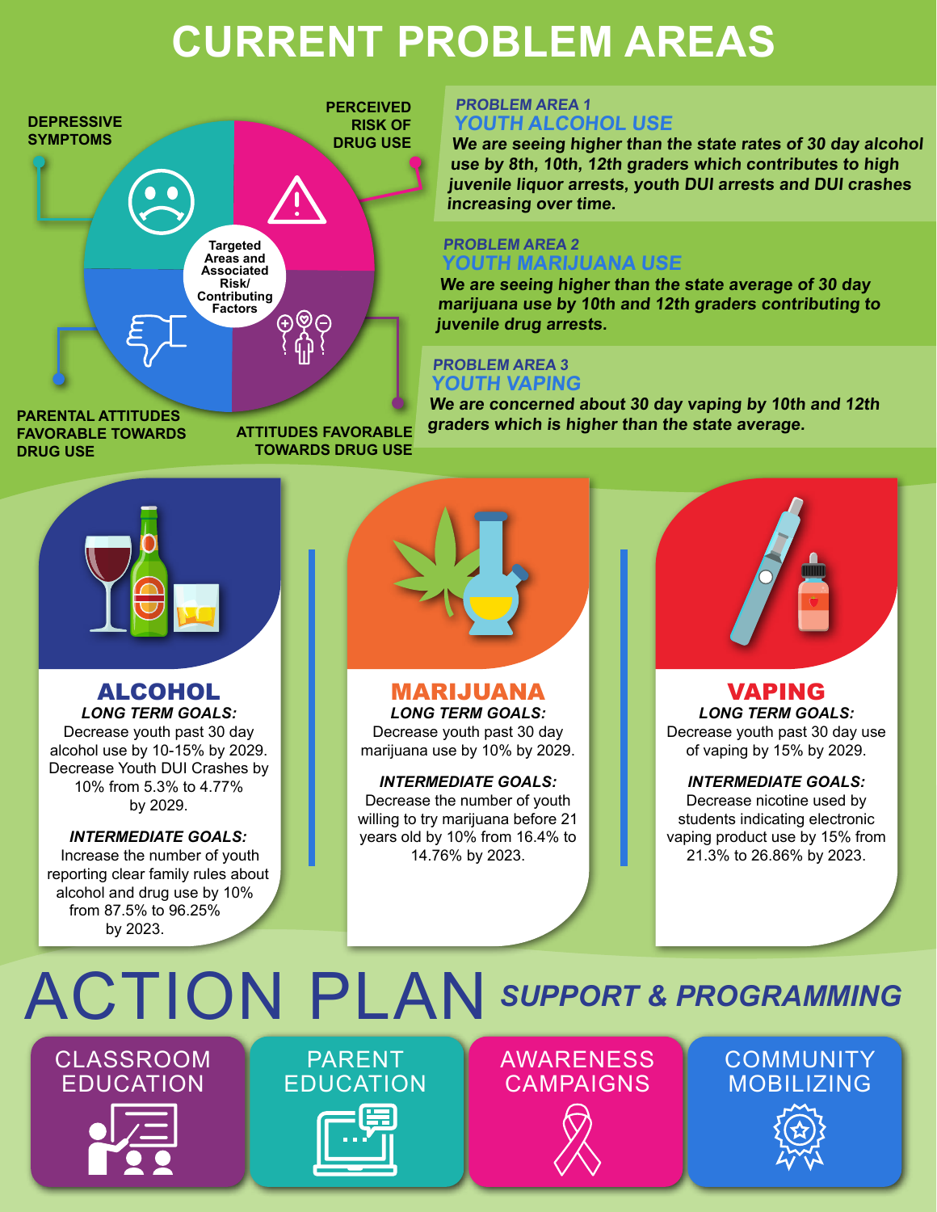# CURRENT PROBLEM AREAS

DEPRESSIVE SYMPTOMS

PERCEIVED RISK OF DRUG USE

Targeted Areas and Associated Risk/ Contributing Factors

PARENTAL ATTITUDES FAVORABLE TOWARDS DRUG USE

ATTITUDES FAVORABLE TOWARDS DRUG USE

### PROBLEM AREA 1
## YOUTH ALCOHOL USE

***We are seeing higher than the state rates of 30 day alcohol use by 8th, 10th, 12th graders which contributes to high juvenile liquor arrests, youth DUI arrests and DUI crashes increasing over time.***

### PROBLEM AREA 2
## YOUTH MARIJUANA USE

***We are seeing higher than the state average of 30 day marijuana use by 10th and 12th graders contributing to juvenile drug arrests.***

### PROBLEM AREA 3
## YOUTH VAPING

***We are concerned about 30 day vaping by 10th and 12th graders which is higher than the state average.***

## ALCOHOL

***LONG TERM GOALS:***

Decrease youth past 30 day alcohol use by 10-15% by 2029. Decrease Youth DUI Crashes by 10% from 5.3% to 4.77% by 2029.

***INTERMEDIATE GOALS:***

Increase the number of youth reporting clear family rules about alcohol and drug use by 10% from 87.5% to 96.25% by 2023.

## MARIJUANA

***LONG TERM GOALS:***

Decrease youth past 30 day marijuana use by 10% by 2029.

***INTERMEDIATE GOALS:***

Decrease the number of youth willing to try marijuana before 21 years old by 10% from 16.4% to 14.76% by 2023.

## VAPING

***LONG TERM GOALS:***

Decrease youth past 30 day use of vaping by 15% by 2029.

***INTERMEDIATE GOALS:***

Decrease nicotine used by students indicating electronic vaping product use by 15% from 21.3% to 26.86% by 2023.

# ACTION PLAN *SUPPORT & PROGRAMMING*

- CLASSROOM EDUCATION
- PARENT EDUCATION
- AWARENESS CAMPAIGNS
- COMMUNITY MOBILIZING